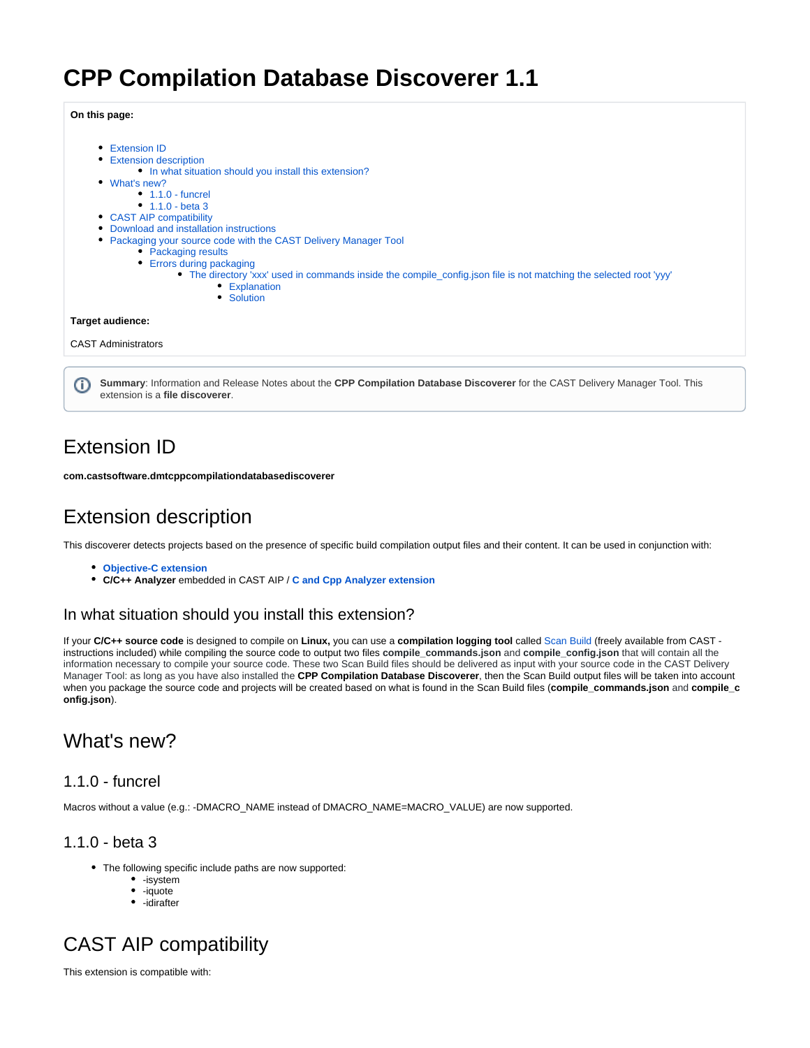# CPP Compilation Database Discoverer 1.1

**On this page:**

- Extension ID
- Extension description
    - In what situation should you install this extension?
- What's new?
    - 1.1.0 - funcrel
    - 1.1.0 - beta 3
- CAST AIP compatibility
- Download and installation instructions
- Packaging your source code with the CAST Delivery Manager Tool
    - Packaging results
    - Errors during packaging
        - The directory 'xxx' used in commands inside the compile_config.json file is not matching the selected root 'yyy'
            - Explanation
            - Solution

**Target audience:**

CAST Administrators

**Summary**: Information and Release Notes about the **CPP Compilation Database Discoverer** for the CAST Delivery Manager Tool. This extension is a **file discoverer**.

## Extension ID

**com.castsoftware.dmtcppcompilationdatabasediscoverer**

## Extension description

This discoverer detects projects based on the presence of specific build compilation output files and their content. It can be used in conjunction with:

- **Objective-C extension**
- **C/C++ Analyzer** embedded in CAST AIP / **C and Cpp Analyzer extension**

### In what situation should you install this extension?

If your **C/C++ source code** is designed to compile on **Linux,** you can use a **compilation logging tool** called Scan Build (freely available from CAST - instructions included) while compiling the source code to output two files **compile_commands.json** and **compile_config.json** that will contain all the information necessary to compile your source code. These two Scan Build files should be delivered as input with your source code in the CAST Delivery Manager Tool: as long as you have also installed the **CPP Compilation Database Discoverer**, then the Scan Build output files will be taken into account when you package the source code and projects will be created based on what is found in the Scan Build files (**compile_commands.json** and **compile_config.json**).

## What's new?

### 1.1.0 - funcrel

Macros without a value (e.g.: -DMACRO_NAME instead of DMACRO_NAME=MACRO_VALUE) are now supported.

### 1.1.0 - beta 3

- The following specific include paths are now supported:
    - -isystem
    - -iquote
    - -idirafter

## CAST AIP compatibility

This extension is compatible with: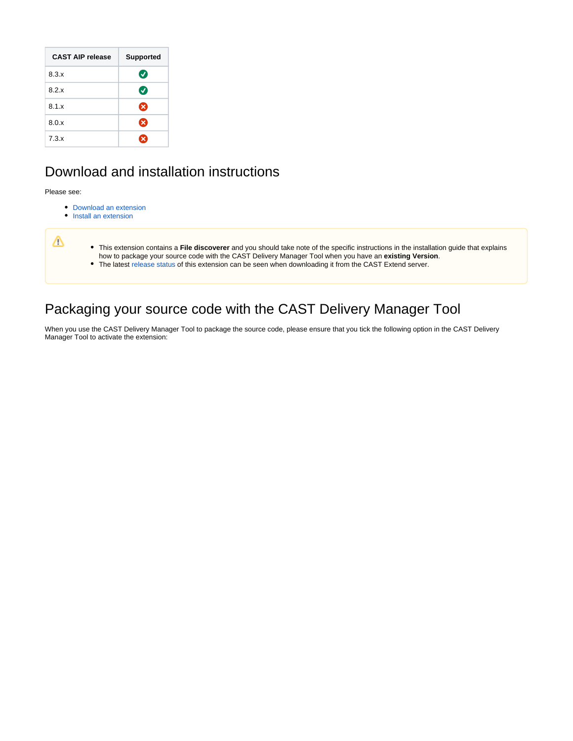| CAST AIP release | Supported |
| --- | --- |
| 8.3.x | ✅ |
| 8.2.x | ✅ |
| 8.1.x | ❌ |
| 8.0.x | ❌ |
| 7.3.x | ❌ |

# Download and installation instructions

Please see:

- Download an extension
- Install an extension

⚠️

- This extension contains a **File discoverer** and you should take note of the specific instructions in the installation guide that explains how to package your source code with the CAST Delivery Manager Tool when you have an **existing Version**.
- The latest release status of this extension can be seen when downloading it from the CAST Extend server.

# Packaging your source code with the CAST Delivery Manager Tool

When you use the CAST Delivery Manager Tool to package the source code, please ensure that you tick the following option in the CAST Delivery Manager Tool to activate the extension: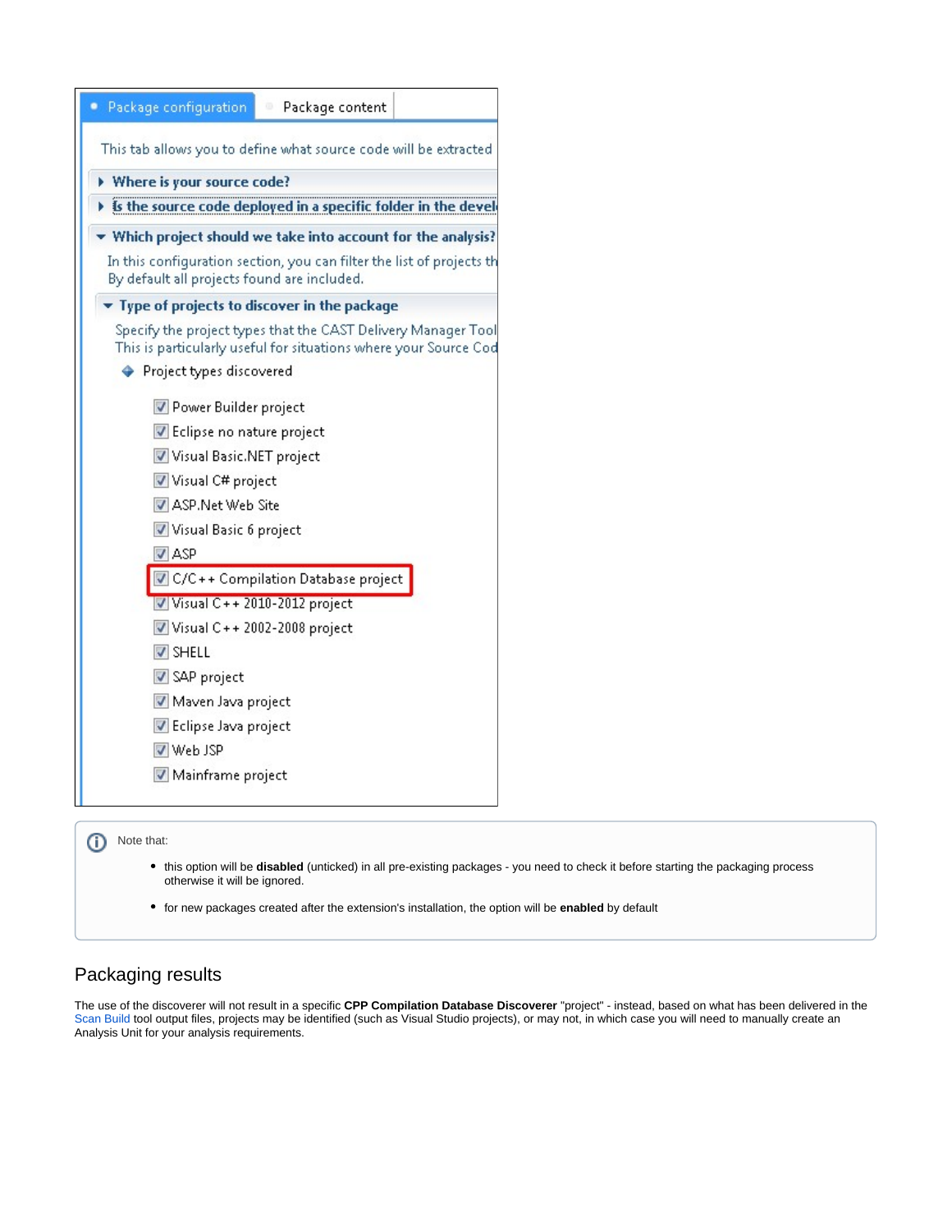Package configuration | Package content

This tab allows you to define what source code will be extracted

- Where is your source code?
- Is the source code deployed in a specific folder in the devel
- Which project should we take into account for the analysis?

In this configuration section, you can filter the list of projects th
By default all projects found are included.

- Type of projects to discover in the package

Specify the project types that the CAST Delivery Manager Tool
This is particularly useful for situations where your Source Cod

Project types discovered

- [x] Power Builder project
- [x] Eclipse no nature project
- [x] Visual Basic.NET project
- [x] Visual C# project
- [x] ASP.Net Web Site
- [x] Visual Basic 6 project
- [x] ASP
- [x] C/C++ Compilation Database project
- [x] Visual C++ 2010-2012 project
- [x] Visual C++ 2002-2008 project
- [x] SHELL
- [x] SAP project
- [x] Maven Java project
- [x] Eclipse Java project
- [x] Web JSP
- [x] Mainframe project

Note that:

- this option will be **disabled** (unticked) in all pre-existing packages - you need to check it before starting the packaging process otherwise it will be ignored.
- for new packages created after the extension's installation, the option will be **enabled** by default

## Packaging results

The use of the discoverer will not result in a specific **CPP Compilation Database Discoverer** "project" - instead, based on what has been delivered in the Scan Build tool output files, projects may be identified (such as Visual Studio projects), or may not, in which case you will need to manually create an Analysis Unit for your analysis requirements.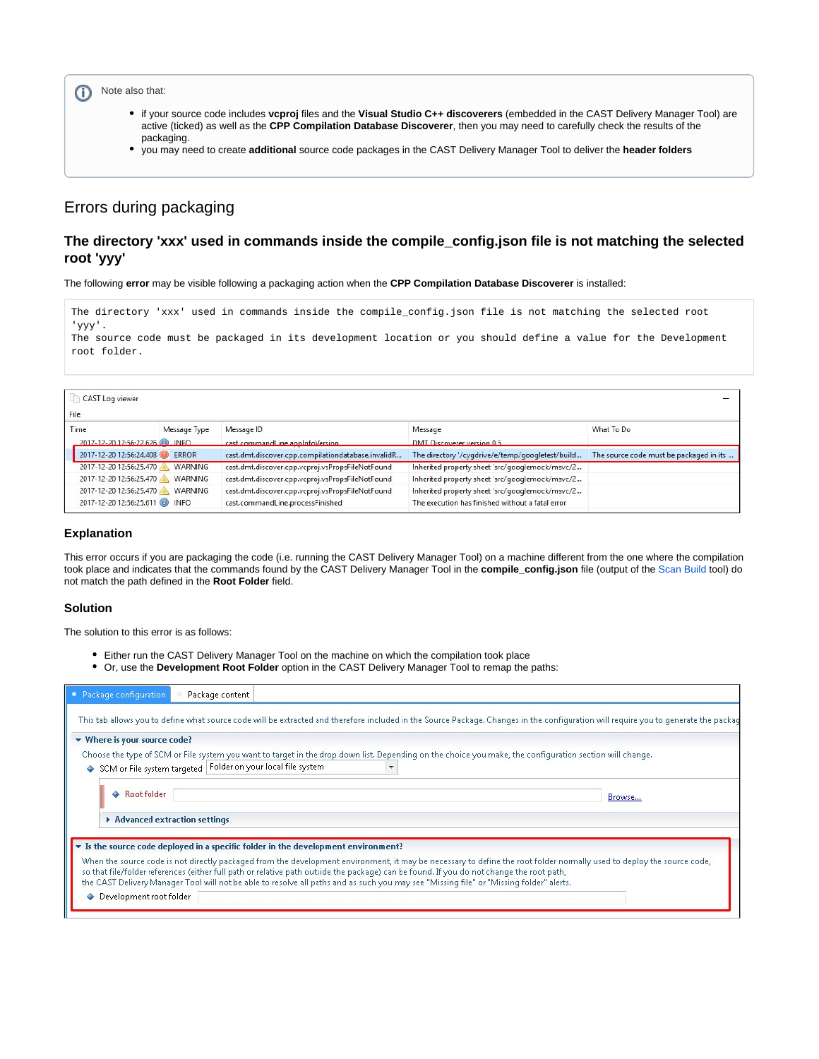> Note also that:
>
> - if your source code includes **vcproj** files and the **Visual Studio C++ discoverers** (embedded in the CAST Delivery Manager Tool) are active (ticked) as well as the **CPP Compilation Database Discoverer**, then you may need to carefully check the results of the packaging.
> - you may need to create **additional** source code packages in the CAST Delivery Manager Tool to deliver the **header folders**

## Errors during packaging

### The directory 'xxx' used in commands inside the compile_config.json file is not matching the selected root 'yyy'

The following **error** may be visible following a packaging action when the **CPP Compilation Database Discoverer** is installed:

```
The directory 'xxx' used in commands inside the compile_config.json file is not matching the selected root 'yyy'.
The source code must be packaged in its development location or you should define a value for the Development root folder.
```

#### Explanation

This error occurs if you are packaging the code (i.e. running the CAST Delivery Manager Tool) on a machine different from the one where the compilation took place and indicates that the commands found by the CAST Delivery Manager Tool in the **compile_config.json** file (output of the Scan Build tool) do not match the path defined in the **Root Folder** field.

#### Solution

The solution to this error is as follows:

- Either run the CAST Delivery Manager Tool on the machine on which the compilation took place
- Or, use the **Development Root Folder** option in the CAST Delivery Manager Tool to remap the paths: